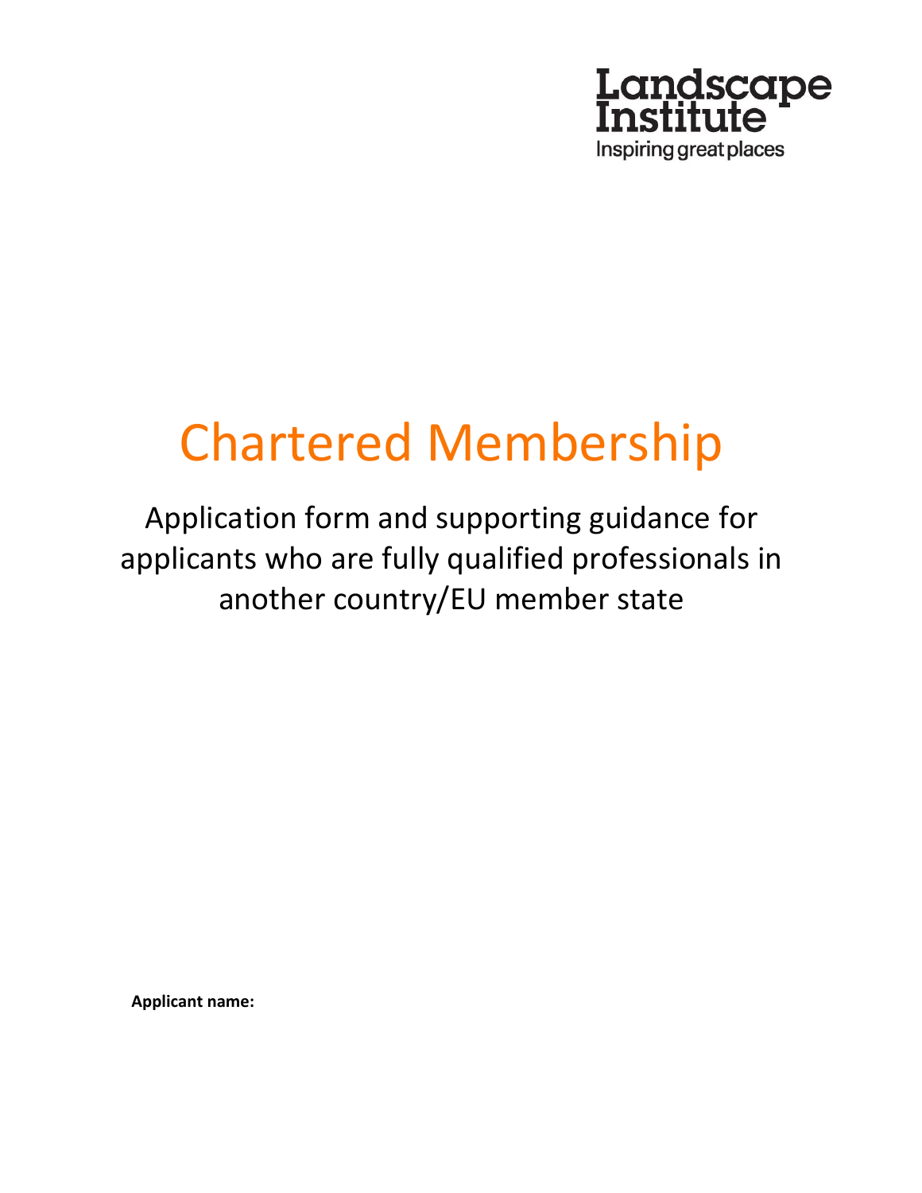Landscape Institute
Inspiring great places

# Chartered Membership

Application form and supporting guidance for applicants who are fully qualified professionals in another country/EU member state

**Applicant name:**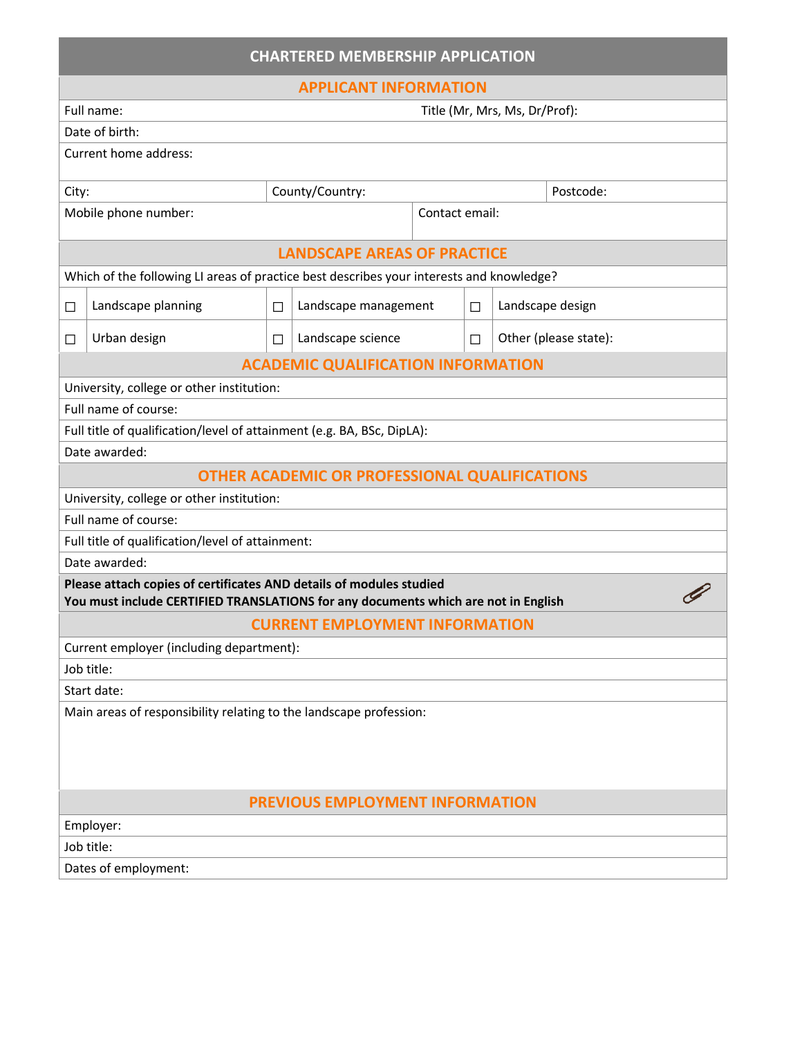# CHARTERED MEMBERSHIP APPLICATION

## APPLICANT INFORMATION

| Field | | | |
|---|---|---|---|
| Full name: | | Title (Mr, Mrs, Ms, Dr/Prof): | |
| Date of birth: | | | |
| Current home address: | | | |
| City: | County/Country: | | Postcode: |
| Mobile phone number: | | Contact email: | |

## LANDSCAPE AREAS OF PRACTICE

Which of the following LI areas of practice best describes your interests and knowledge?

| | | | | | |
|---|---|---|---|---|---|
| ☐ | Landscape planning | ☐ | Landscape management | ☐ | Landscape design |
| ☐ | Urban design | ☐ | Landscape science | ☐ | Other (please state): |

## ACADEMIC QUALIFICATION INFORMATION

University, college or other institution:

Full name of course:

Full title of qualification/level of attainment (e.g. BA, BSc, DipLA):

Date awarded:

## OTHER ACADEMIC OR PROFESSIONAL QUALIFICATIONS

University, college or other institution:

Full name of course:

Full title of qualification/level of attainment:

Date awarded:

**Please attach copies of certificates AND details of modules studied**
**You must include CERTIFIED TRANSLATIONS for any documents which are not in English**

## CURRENT EMPLOYMENT INFORMATION

Current employer (including department):

Job title:

Start date:

Main areas of responsibility relating to the landscape profession:

## PREVIOUS EMPLOYMENT INFORMATION

Employer:

Job title:

Dates of employment: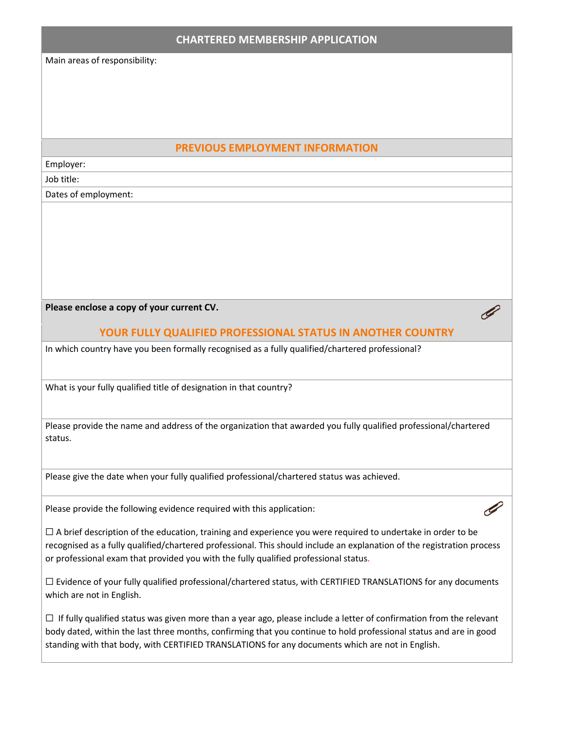## CHARTERED MEMBERSHIP APPLICATION

Main areas of responsibility:

## PREVIOUS EMPLOYMENT INFORMATION

Employer:

Job title:

Dates of employment:

**Please enclose a copy of your current CV.**

## YOUR FULLY QUALIFIED PROFESSIONAL STATUS IN ANOTHER COUNTRY

In which country have you been formally recognised as a fully qualified/chartered professional?

What is your fully qualified title of designation in that country?

Please provide the name and address of the organization that awarded you fully qualified professional/chartered status.

Please give the date when your fully qualified professional/chartered status was achieved.

Please provide the following evidence required with this application:

☐ A brief description of the education, training and experience you were required to undertake in order to be recognised as a fully qualified/chartered professional. This should include an explanation of the registration process or professional exam that provided you with the fully qualified professional status.

☐ Evidence of your fully qualified professional/chartered status, with CERTIFIED TRANSLATIONS for any documents which are not in English.

☐ If fully qualified status was given more than a year ago, please include a letter of confirmation from the relevant body dated, within the last three months, confirming that you continue to hold professional status and are in good standing with that body, with CERTIFIED TRANSLATIONS for any documents which are not in English.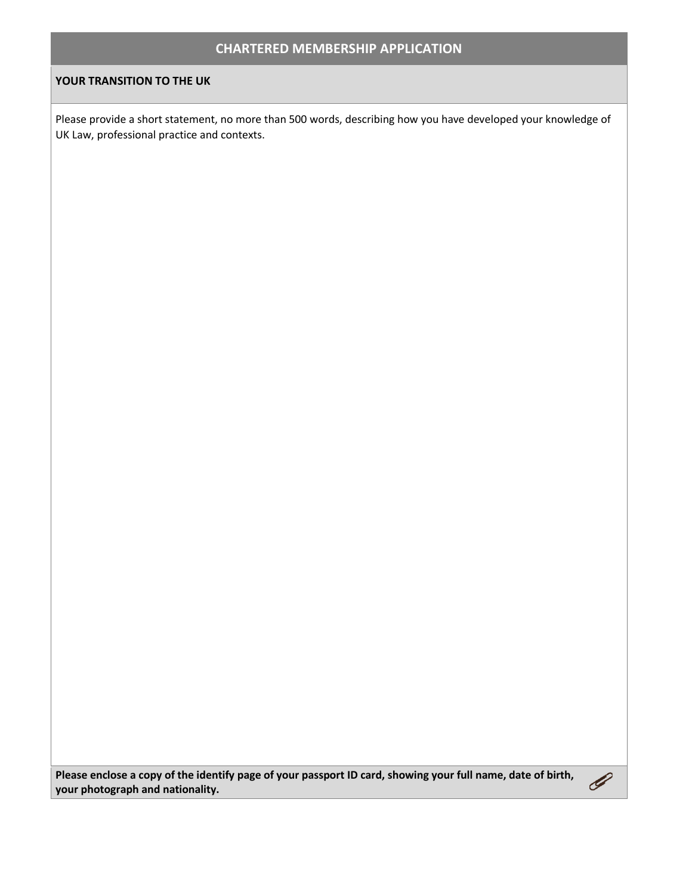## CHARTERED MEMBERSHIP APPLICATION

**YOUR TRANSITION TO THE UK**

Please provide a short statement, no more than 500 words, describing how you have developed your knowledge of UK Law, professional practice and contexts.

**Please enclose a copy of the identify page of your passport ID card, showing your full name, date of birth, your photograph and nationality.**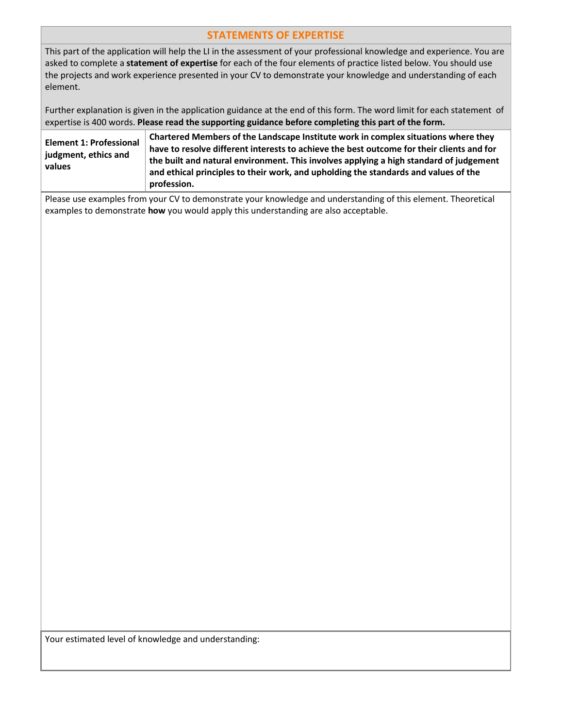## STATEMENTS OF EXPERTISE

This part of the application will help the LI in the assessment of your professional knowledge and experience. You are asked to complete a **statement of expertise** for each of the four elements of practice listed below. You should use the projects and work experience presented in your CV to demonstrate your knowledge and understanding of each element.

Further explanation is given in the application guidance at the end of this form. The word limit for each statement of expertise is 400 words. **Please read the supporting guidance before completing this part of the form.**

| **Element 1: Professional judgment, ethics and values** | **Chartered Members of the Landscape Institute work in complex situations where they have to resolve different interests to achieve the best outcome for their clients and for the built and natural environment. This involves applying a high standard of judgement and ethical principles to their work, and upholding the standards and values of the profession.** |
|---|---|

Please use examples from your CV to demonstrate your knowledge and understanding of this element. Theoretical examples to demonstrate **how** you would apply this understanding are also acceptable.

Your estimated level of knowledge and understanding: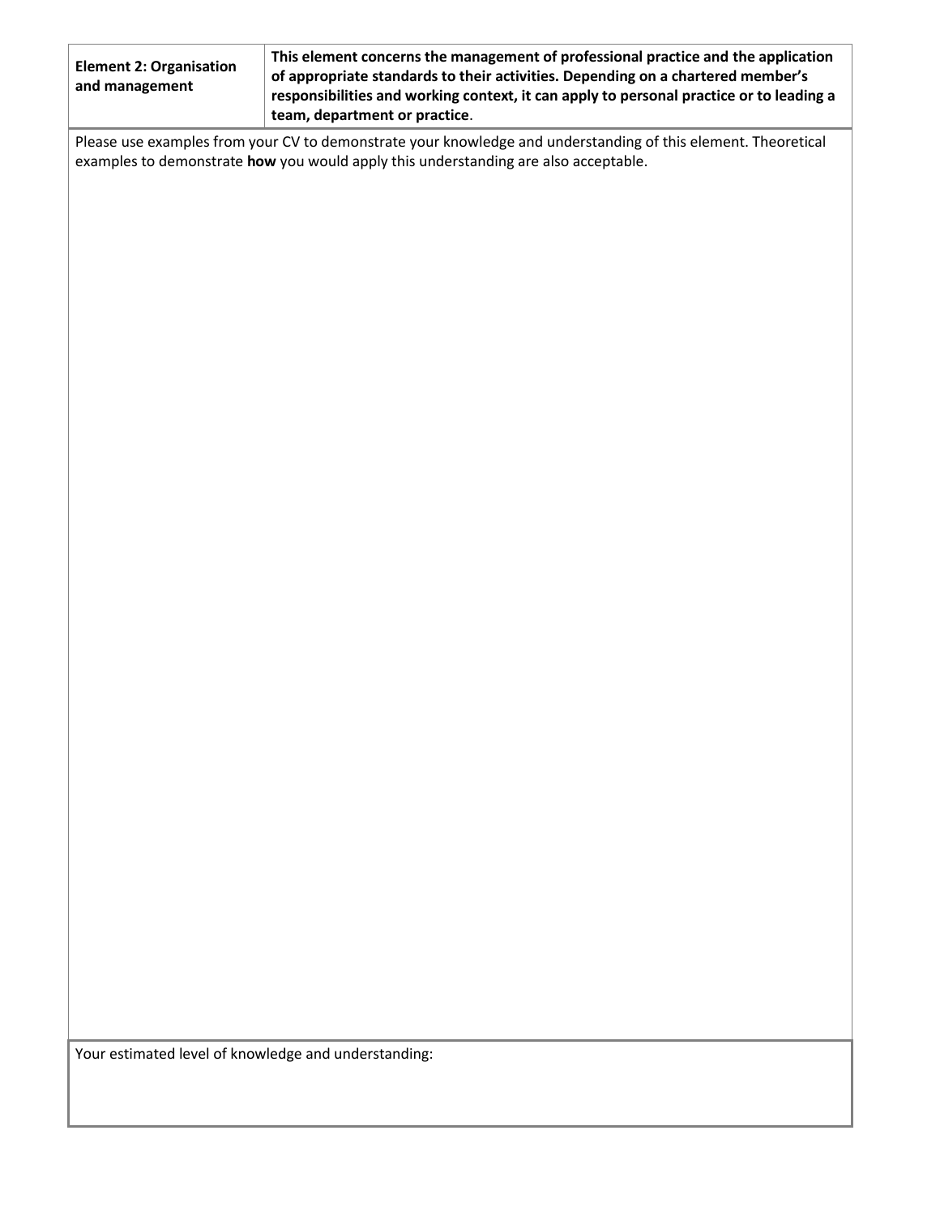| **Element 2: Organisation and management** | **This element concerns the management of professional practice and the application of appropriate standards to their activities. Depending on a chartered member's responsibilities and working context, it can apply to personal practice or to leading a team, department or practice**. |
|---|---|

Please use examples from your CV to demonstrate your knowledge and understanding of this element. Theoretical examples to demonstrate **how** you would apply this understanding are also acceptable.

Your estimated level of knowledge and understanding: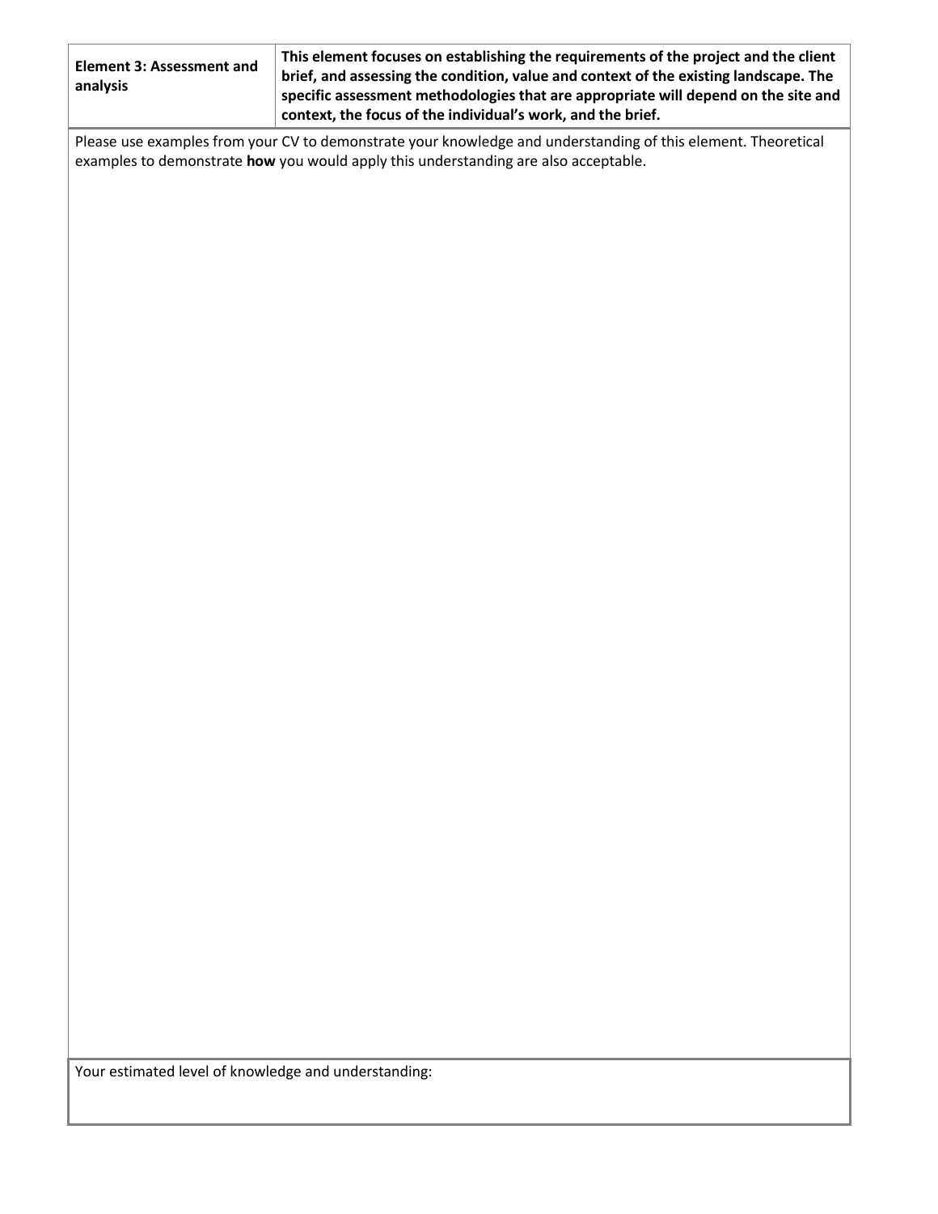| **Element 3: Assessment and analysis** | **This element focuses on establishing the requirements of the project and the client brief, and assessing the condition, value and context of the existing landscape. The specific assessment methodologies that are appropriate will depend on the site and context, the focus of the individual's work, and the brief.** |
|---|---|

Please use examples from your CV to demonstrate your knowledge and understanding of this element. Theoretical examples to demonstrate **how** you would apply this understanding are also acceptable.

Your estimated level of knowledge and understanding: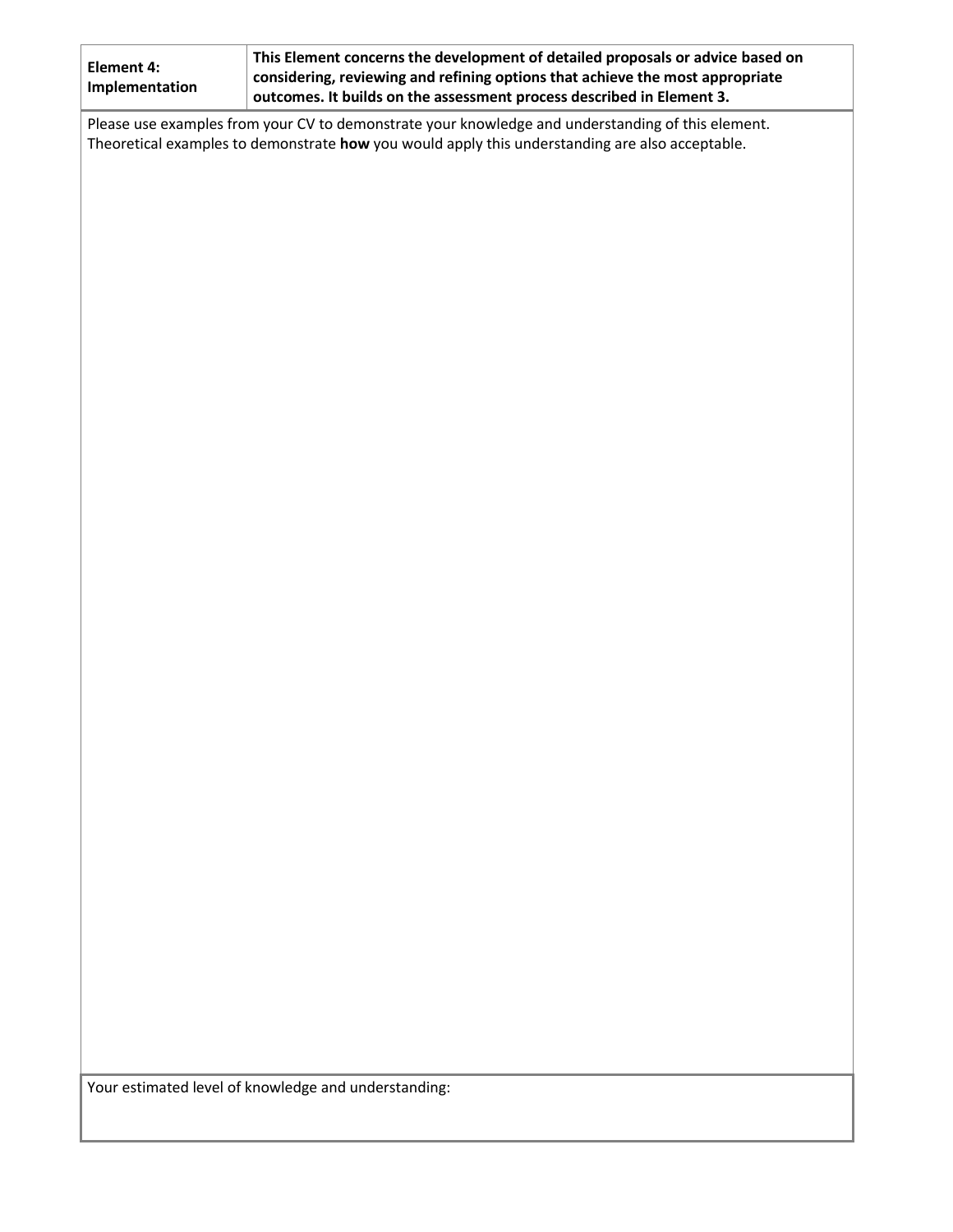| **Element 4: Implementation** | **This Element concerns the development of detailed proposals or advice based on considering, reviewing and refining options that achieve the most appropriate outcomes. It builds on the assessment process described in Element 3.** |
| --- | --- |

Please use examples from your CV to demonstrate your knowledge and understanding of this element.
Theoretical examples to demonstrate **how** you would apply this understanding are also acceptable.

Your estimated level of knowledge and understanding: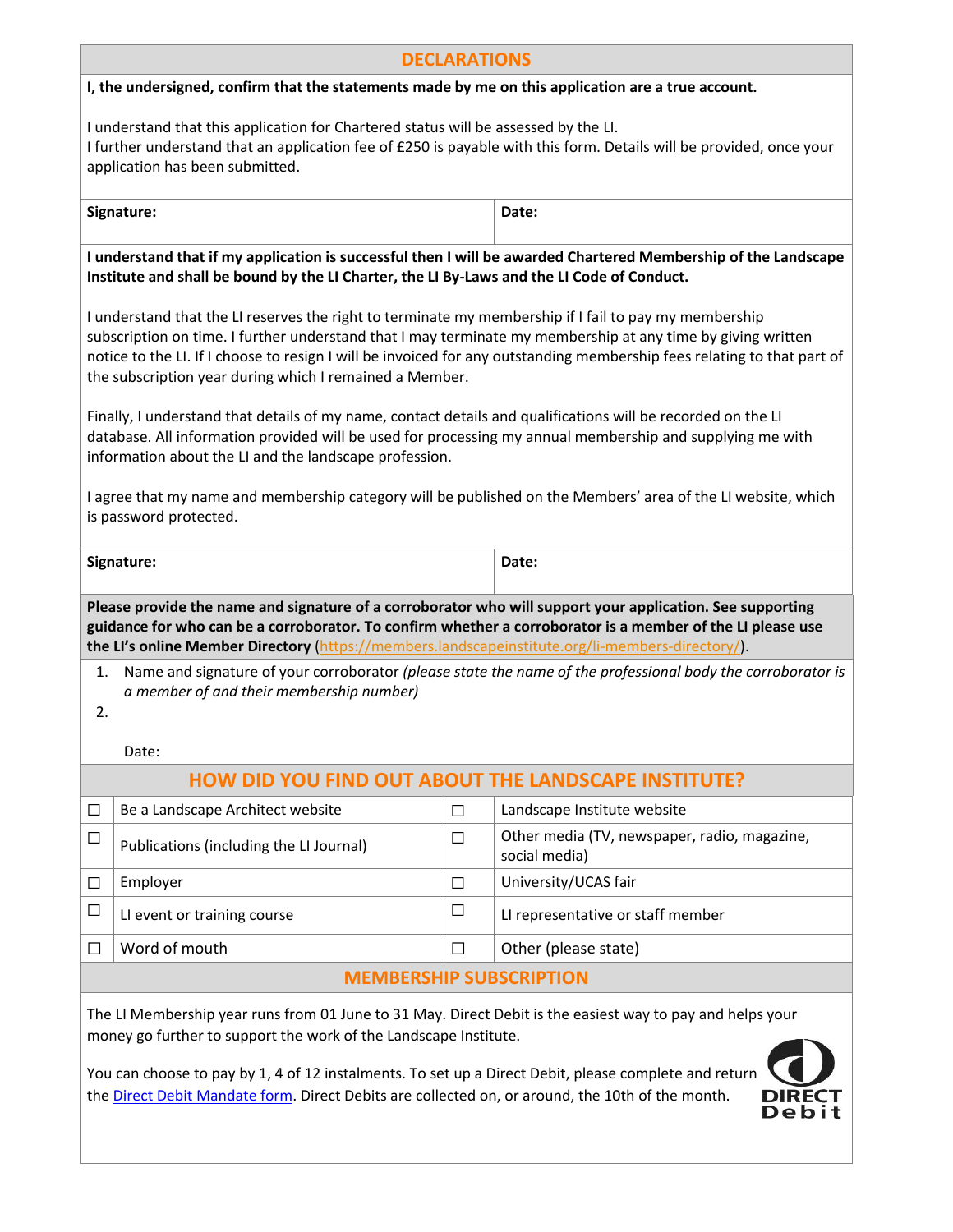## DECLARATIONS

**I, the undersigned, confirm that the statements made by me on this application are a true account.**

I understand that this application for Chartered status will be assessed by the LI.
I further understand that an application fee of £250 is payable with this form. Details will be provided, once your application has been submitted.

| **Signature:** | **Date:** |
|---|---|

**I understand that if my application is successful then I will be awarded Chartered Membership of the Landscape Institute and shall be bound by the LI Charter, the LI By-Laws and the LI Code of Conduct.**

I understand that the LI reserves the right to terminate my membership if I fail to pay my membership subscription on time. I further understand that I may terminate my membership at any time by giving written notice to the LI. If I choose to resign I will be invoiced for any outstanding membership fees relating to that part of the subscription year during which I remained a Member.

Finally, I understand that details of my name, contact details and qualifications will be recorded on the LI database. All information provided will be used for processing my annual membership and supplying me with information about the LI and the landscape profession.

I agree that my name and membership category will be published on the Members' area of the LI website, which is password protected.

| **Signature:** | **Date:** |
|---|---|

**Please provide the name and signature of a corroborator who will support your application. See supporting guidance for who can be a corroborator. To confirm whether a corroborator is a member of the LI please use the LI's online Member Directory** (https://members.landscapeinstitute.org/li-members-directory/).

1. Name and signature of your corroborator *(please state the name of the professional body the corroborator is a member of and their membership number)*
2. 

Date:

## HOW DID YOU FIND OUT ABOUT THE LANDSCAPE INSTITUTE?

| ☐ | Be a Landscape Architect website | ☐ | Landscape Institute website |
|---|---|---|---|
| ☐ | Publications (including the LI Journal) | ☐ | Other media (TV, newspaper, radio, magazine, social media) |
| ☐ | Employer | ☐ | University/UCAS fair |
| ☐ | LI event or training course | ☐ | LI representative or staff member |
| ☐ | Word of mouth | ☐ | Other (please state) |

## MEMBERSHIP SUBSCRIPTION

The LI Membership year runs from 01 June to 31 May. Direct Debit is the easiest way to pay and helps your money go further to support the work of the Landscape Institute.

You can choose to pay by 1, 4 of 12 instalments. To set up a Direct Debit, please complete and return the Direct Debit Mandate form. Direct Debits are collected on, or around, the 10th of the month.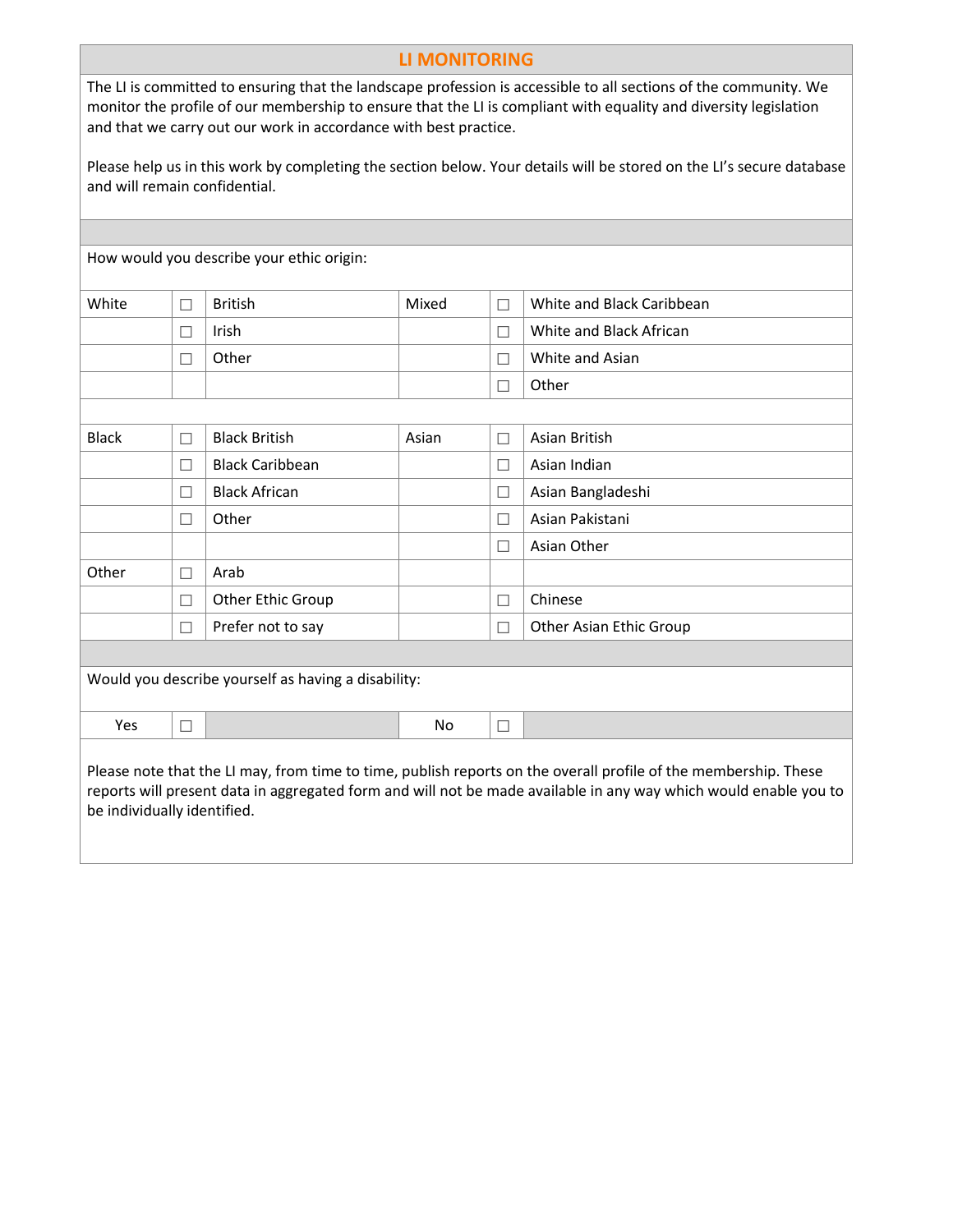## LI MONITORING

The LI is committed to ensuring that the landscape profession is accessible to all sections of the community. We monitor the profile of our membership to ensure that the LI is compliant with equality and diversity legislation and that we carry out our work in accordance with best practice.

Please help us in this work by completing the section below. Your details will be stored on the LI's secure database and will remain confidential.

How would you describe your ethic origin:

| | | | | | |
|---|---|---|---|---|---|
| White | ☐ | British | Mixed | ☐ | White and Black Caribbean |
| | ☐ | Irish | | ☐ | White and Black African |
| | ☐ | Other | | ☐ | White and Asian |
| | | | | ☐ | Other |
| | | | | | |
| Black | ☐ | Black British | Asian | ☐ | Asian British |
| | ☐ | Black Caribbean | | ☐ | Asian Indian |
| | ☐ | Black African | | ☐ | Asian Bangladeshi |
| | ☐ | Other | | ☐ | Asian Pakistani |
| | | | | ☐ | Asian Other |
| Other | ☐ | Arab | | | |
| | ☐ | Other Ethic Group | | ☐ | Chinese |
| | ☐ | Prefer not to say | | ☐ | Other Asian Ethic Group |

Would you describe yourself as having a disability:

| | | | | | |
|---|---|---|---|---|---|
| Yes | ☐ | | No | ☐ | |

Please note that the LI may, from time to time, publish reports on the overall profile of the membership. These reports will present data in aggregated form and will not be made available in any way which would enable you to be individually identified.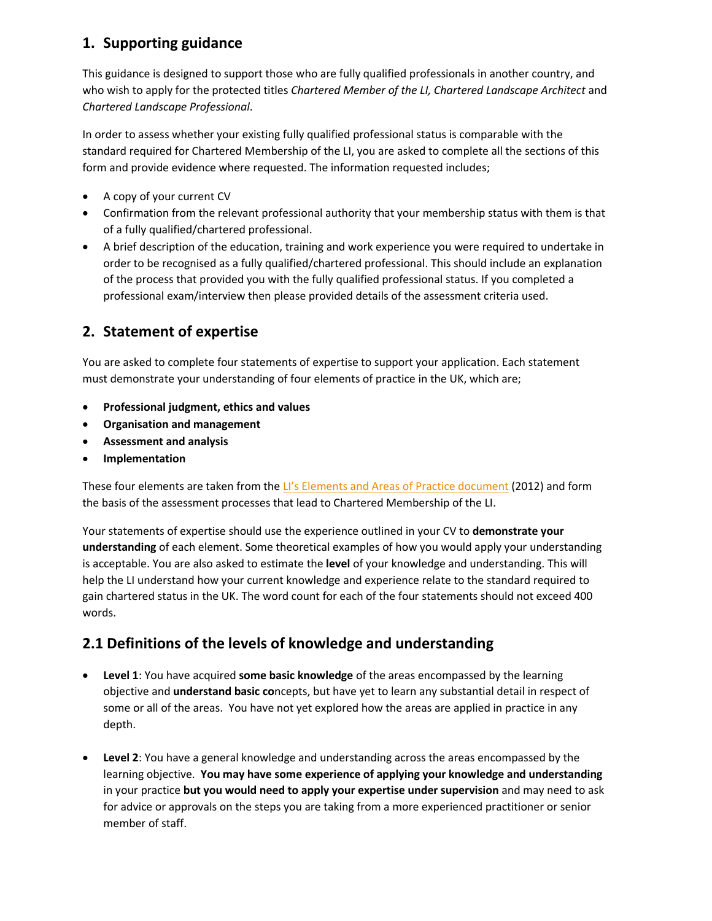## 1. Supporting guidance

This guidance is designed to support those who are fully qualified professionals in another country, and who wish to apply for the protected titles *Chartered Member of the LI, Chartered Landscape Architect* and *Chartered Landscape Professional*.

In order to assess whether your existing fully qualified professional status is comparable with the standard required for Chartered Membership of the LI, you are asked to complete all the sections of this form and provide evidence where requested. The information requested includes;

- A copy of your current CV
- Confirmation from the relevant professional authority that your membership status with them is that of a fully qualified/chartered professional.
- A brief description of the education, training and work experience you were required to undertake in order to be recognised as a fully qualified/chartered professional. This should include an explanation of the process that provided you with the fully qualified professional status. If you completed a professional exam/interview then please provided details of the assessment criteria used.

## 2. Statement of expertise

You are asked to complete four statements of expertise to support your application. Each statement must demonstrate your understanding of four elements of practice in the UK, which are;

- **Professional judgment, ethics and values**
- **Organisation and management**
- **Assessment and analysis**
- **Implementation**

These four elements are taken from the LI's Elements and Areas of Practice document (2012) and form the basis of the assessment processes that lead to Chartered Membership of the LI.

Your statements of expertise should use the experience outlined in your CV to **demonstrate your understanding** of each element. Some theoretical examples of how you would apply your understanding is acceptable. You are also asked to estimate the **level** of your knowledge and understanding. This will help the LI understand how your current knowledge and experience relate to the standard required to gain chartered status in the UK. The word count for each of the four statements should not exceed 400 words.

## 2.1 Definitions of the levels of knowledge and understanding

- **Level 1**: You have acquired **some basic knowledge** of the areas encompassed by the learning objective and **understand basic co**ncepts, but have yet to learn any substantial detail in respect of some or all of the areas. You have not yet explored how the areas are applied in practice in any depth.

- **Level 2**: You have a general knowledge and understanding across the areas encompassed by the learning objective. **You may have some experience of applying your knowledge and understanding** in your practice **but you would need to apply your expertise under supervision** and may need to ask for advice or approvals on the steps you are taking from a more experienced practitioner or senior member of staff.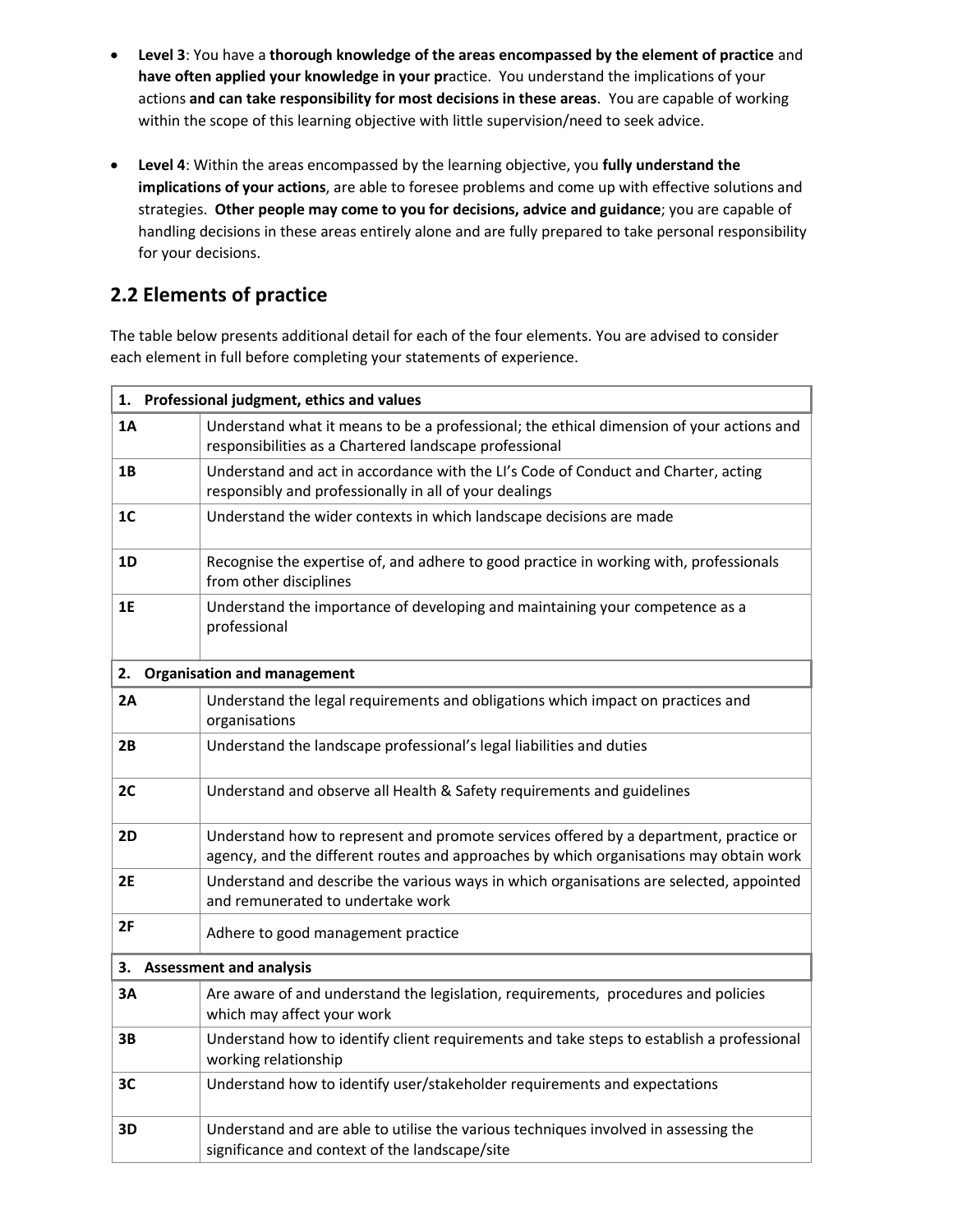- **Level 3**: You have a **thorough knowledge of the areas encompassed by the element of practice** and **have often applied your knowledge in your pr**actice. You understand the implications of your actions **and can take responsibility for most decisions in these areas**. You are capable of working within the scope of this learning objective with little supervision/need to seek advice.

- **Level 4**: Within the areas encompassed by the learning objective, you **fully understand the implications of your actions**, are able to foresee problems and come up with effective solutions and strategies. **Other people may come to you for decisions, advice and guidance**; you are capable of handling decisions in these areas entirely alone and are fully prepared to take personal responsibility for your decisions.

## 2.2 Elements of practice

The table below presents additional detail for each of the four elements. You are advised to consider each element in full before completing your statements of experience.

| **1. Professional judgment, ethics and values** | |
|---|---|
| **1A** | Understand what it means to be a professional; the ethical dimension of your actions and responsibilities as a Chartered landscape professional |
| **1B** | Understand and act in accordance with the LI's Code of Conduct and Charter, acting responsibly and professionally in all of your dealings |
| **1C** | Understand the wider contexts in which landscape decisions are made |
| **1D** | Recognise the expertise of, and adhere to good practice in working with, professionals from other disciplines |
| **1E** | Understand the importance of developing and maintaining your competence as a professional |
| **2. Organisation and management** | |
| **2A** | Understand the legal requirements and obligations which impact on practices and organisations |
| **2B** | Understand the landscape professional's legal liabilities and duties |
| **2C** | Understand and observe all Health & Safety requirements and guidelines |
| **2D** | Understand how to represent and promote services offered by a department, practice or agency, and the different routes and approaches by which organisations may obtain work |
| **2E** | Understand and describe the various ways in which organisations are selected, appointed and remunerated to undertake work |
| **2F** | Adhere to good management practice |
| **3. Assessment and analysis** | |
| **3A** | Are aware of and understand the legislation, requirements, procedures and policies which may affect your work |
| **3B** | Understand how to identify client requirements and take steps to establish a professional working relationship |
| **3C** | Understand how to identify user/stakeholder requirements and expectations |
| **3D** | Understand and are able to utilise the various techniques involved in assessing the significance and context of the landscape/site |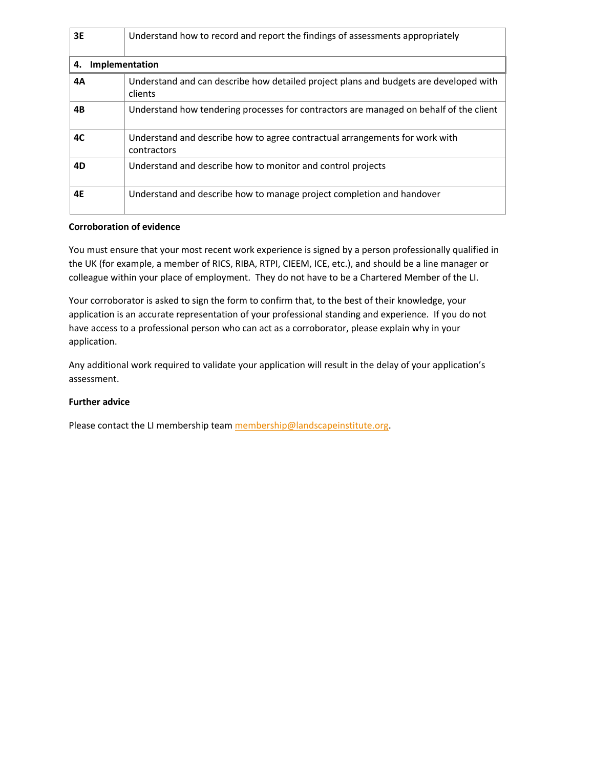| | |
|---|---|
| **3E** | Understand how to record and report the findings of assessments appropriately |
| **4. Implementation** | |
| **4A** | Understand and can describe how detailed project plans and budgets are developed with clients |
| **4B** | Understand how tendering processes for contractors are managed on behalf of the client |
| **4C** | Understand and describe how to agree contractual arrangements for work with contractors |
| **4D** | Understand and describe how to monitor and control projects |
| **4E** | Understand and describe how to manage project completion and handover |

**Corroboration of evidence**

You must ensure that your most recent work experience is signed by a person professionally qualified in the UK (for example, a member of RICS, RIBA, RTPI, CIEEM, ICE, etc.), and should be a line manager or colleague within your place of employment. They do not have to be a Chartered Member of the LI.

Your corroborator is asked to sign the form to confirm that, to the best of their knowledge, your application is an accurate representation of your professional standing and experience. If you do not have access to a professional person who can act as a corroborator, please explain why in your application.

Any additional work required to validate your application will result in the delay of your application's assessment.

**Further advice**

Please contact the LI membership team membership@landscapeinstitute.org.